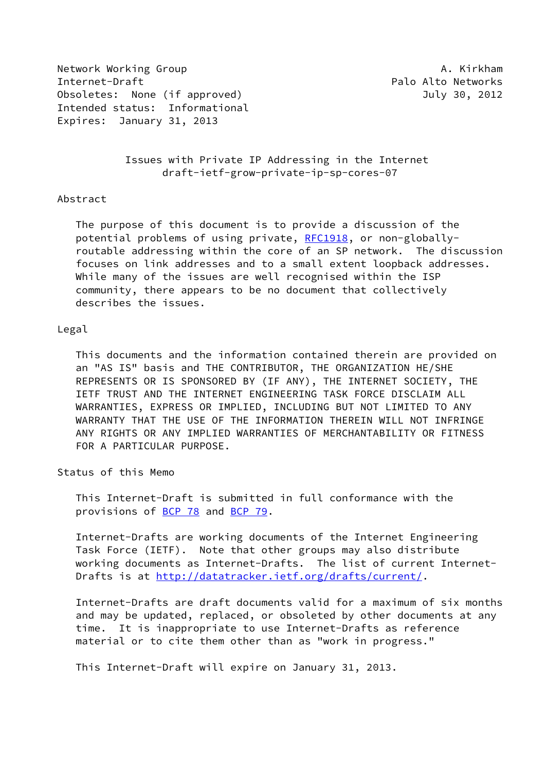Network Working Group A. Kirkham
Internet-Draft Palo Alto Networks
Obsoletes: None (if approved) July 30, 2012
Intended status: Informational
Expires: January 31, 2013

# Issues with Private IP Addressing in the Internet
draft-ietf-grow-private-ip-sp-cores-07

## Abstract

The purpose of this document is to provide a discussion of the potential problems of using private, RFC1918, or non-globally-routable addressing within the core of an SP network. The discussion focuses on link addresses and to a small extent loopback addresses. While many of the issues are well recognised within the ISP community, there appears to be no document that collectively describes the issues.

## Legal

This documents and the information contained therein are provided on an "AS IS" basis and THE CONTRIBUTOR, THE ORGANIZATION HE/SHE REPRESENTS OR IS SPONSORED BY (IF ANY), THE INTERNET SOCIETY, THE IETF TRUST AND THE INTERNET ENGINEERING TASK FORCE DISCLAIM ALL WARRANTIES, EXPRESS OR IMPLIED, INCLUDING BUT NOT LIMITED TO ANY WARRANTY THAT THE USE OF THE INFORMATION THEREIN WILL NOT INFRINGE ANY RIGHTS OR ANY IMPLIED WARRANTIES OF MERCHANTABILITY OR FITNESS FOR A PARTICULAR PURPOSE.

## Status of this Memo

This Internet-Draft is submitted in full conformance with the provisions of BCP 78 and BCP 79.

Internet-Drafts are working documents of the Internet Engineering Task Force (IETF). Note that other groups may also distribute working documents as Internet-Drafts. The list of current Internet-Drafts is at http://datatracker.ietf.org/drafts/current/.

Internet-Drafts are draft documents valid for a maximum of six months and may be updated, replaced, or obsoleted by other documents at any time. It is inappropriate to use Internet-Drafts as reference material or to cite them other than as "work in progress."

This Internet-Draft will expire on January 31, 2013.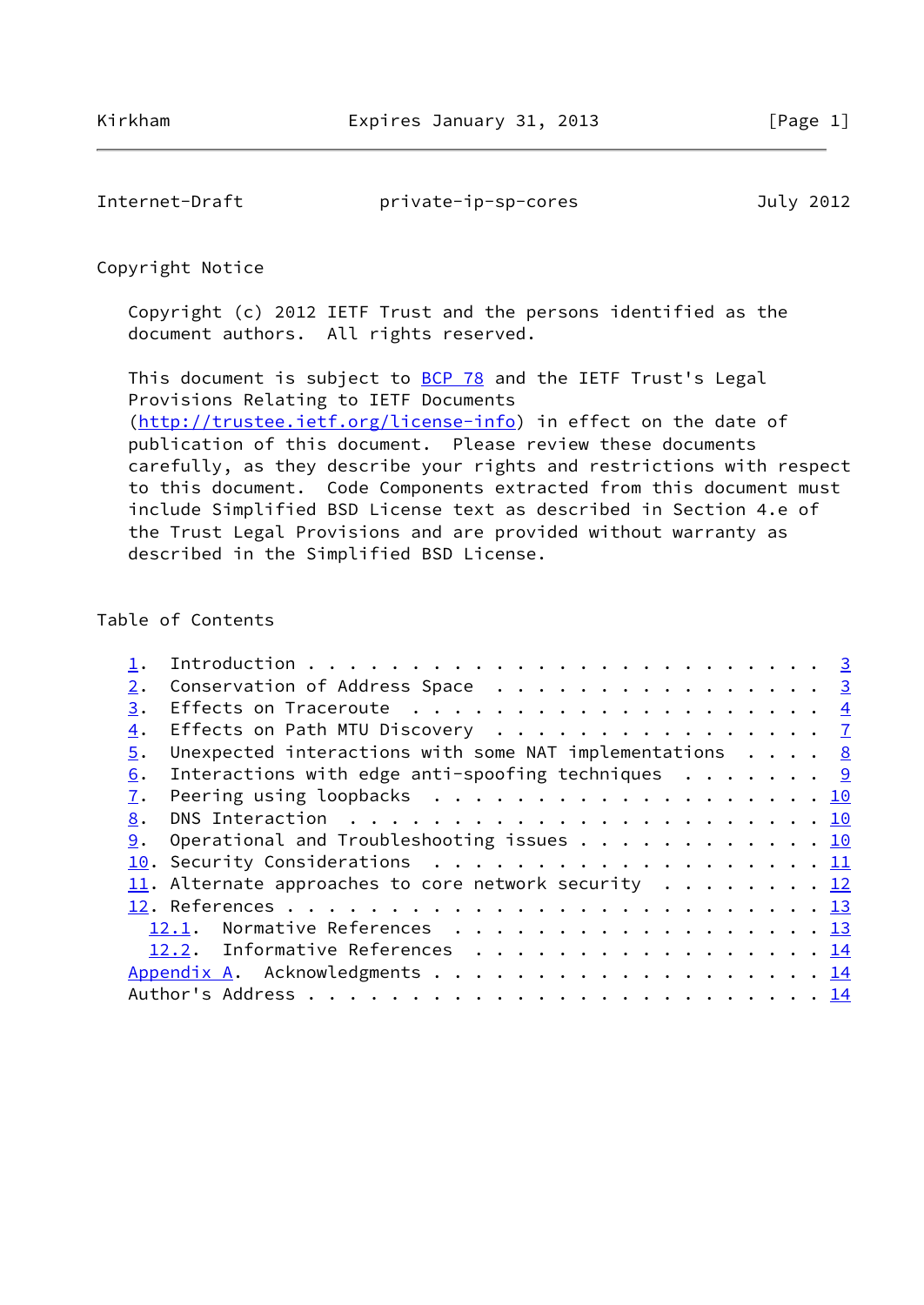## Copyright Notice

Copyright (c) 2012 IETF Trust and the persons identified as the document authors. All rights reserved.

This document is subject to BCP 78 and the IETF Trust's Legal Provisions Relating to IETF Documents (http://trustee.ietf.org/license-info) in effect on the date of publication of this document. Please review these documents carefully, as they describe your rights and restrictions with respect to this document. Code Components extracted from this document must include Simplified BSD License text as described in Section 4.e of the Trust Legal Provisions and are provided without warranty as described in the Simplified BSD License.

## Table of Contents

```
   1.  Introduction . . . . . . . . . . . . . . . . . . . . . . . . .  3
   2.  Conservation of Address Space  . . . . . . . . . . . . . . . .  3
   3.  Effects on Traceroute  . . . . . . . . . . . . . . . . . . . .  4
   4.  Effects on Path MTU Discovery  . . . . . . . . . . . . . . . .  7
   5.  Unexpected interactions with some NAT implementations  . . . .  8
   6.  Interactions with edge anti-spoofing techniques  . . . . . . .  9
   7.  Peering using loopbacks  . . . . . . . . . . . . . . . . . . . 10
   8.  DNS Interaction  . . . . . . . . . . . . . . . . . . . . . . . 10
   9.  Operational and Troubleshooting issues . . . . . . . . . . . . 10
   10. Security Considerations  . . . . . . . . . . . . . . . . . . . 11
   11. Alternate approaches to core network security  . . . . . . . . 12
   12. References . . . . . . . . . . . . . . . . . . . . . . . . . . 13
     12.1.  Normative References  . . . . . . . . . . . . . . . . . . 13
     12.2.  Informative References  . . . . . . . . . . . . . . . . . 14
   Appendix A.  Acknowledgments . . . . . . . . . . . . . . . . . . . 14
   Author's Address . . . . . . . . . . . . . . . . . . . . . . . . . 14
```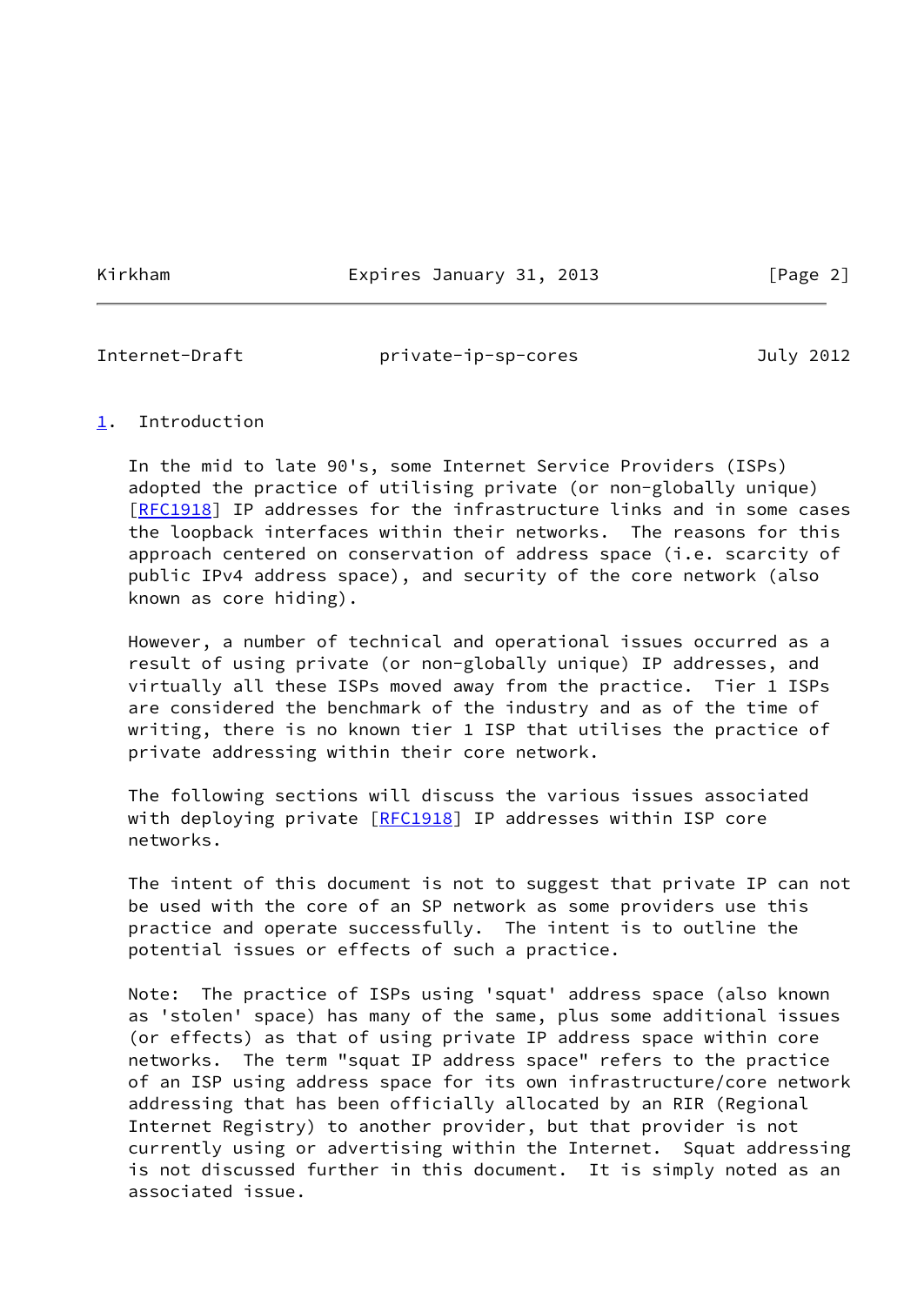## 1. Introduction

In the mid to late 90's, some Internet Service Providers (ISPs) adopted the practice of utilising private (or non-globally unique) [RFC1918] IP addresses for the infrastructure links and in some cases the loopback interfaces within their networks. The reasons for this approach centered on conservation of address space (i.e. scarcity of public IPv4 address space), and security of the core network (also known as core hiding).

However, a number of technical and operational issues occurred as a result of using private (or non-globally unique) IP addresses, and virtually all these ISPs moved away from the practice. Tier 1 ISPs are considered the benchmark of the industry and as of the time of writing, there is no known tier 1 ISP that utilises the practice of private addressing within their core network.

The following sections will discuss the various issues associated with deploying private [RFC1918] IP addresses within ISP core networks.

The intent of this document is not to suggest that private IP can not be used with the core of an SP network as some providers use this practice and operate successfully. The intent is to outline the potential issues or effects of such a practice.

Note: The practice of ISPs using 'squat' address space (also known as 'stolen' space) has many of the same, plus some additional issues (or effects) as that of using private IP address space within core networks. The term "squat IP address space" refers to the practice of an ISP using address space for its own infrastructure/core network addressing that has been officially allocated by an RIR (Regional Internet Registry) to another provider, but that provider is not currently using or advertising within the Internet. Squat addressing is not discussed further in this document. It is simply noted as an associated issue.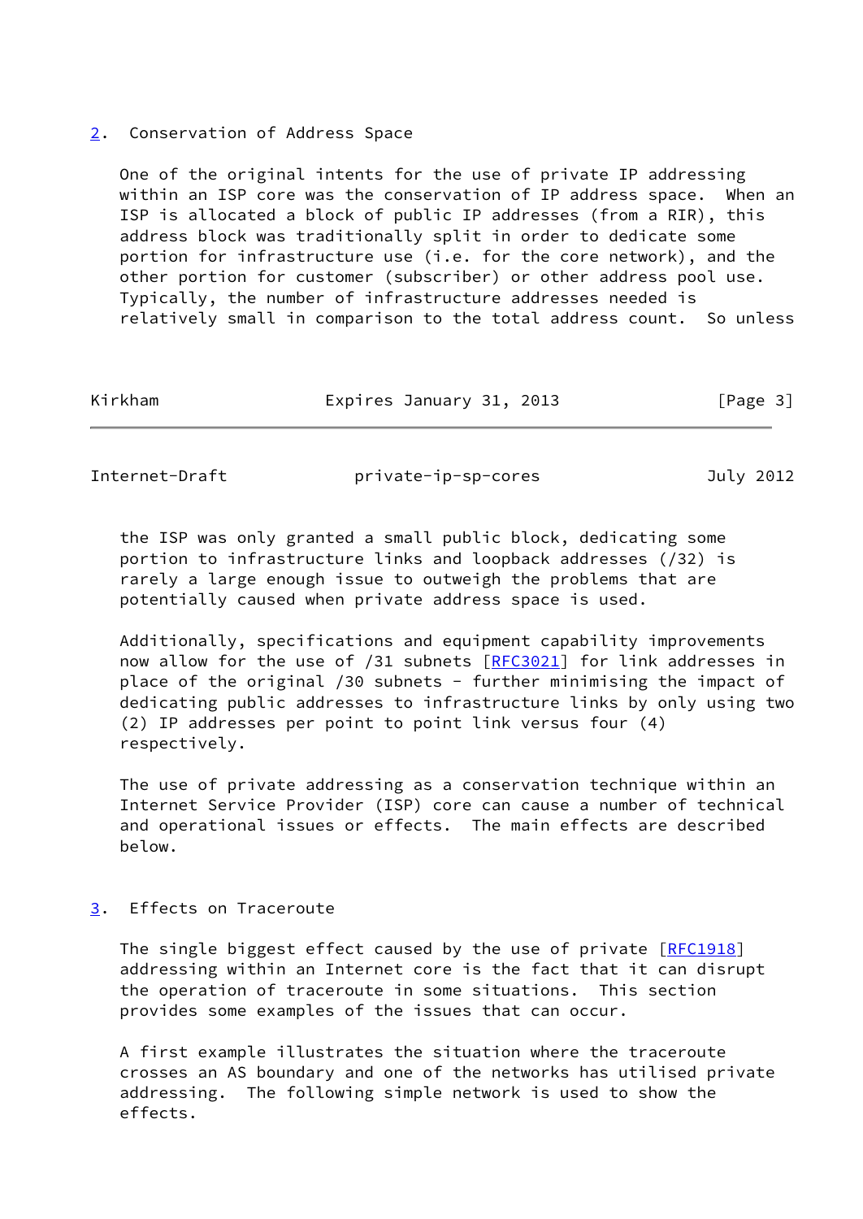## 2. Conservation of Address Space

One of the original intents for the use of private IP addressing within an ISP core was the conservation of IP address space. When an ISP is allocated a block of public IP addresses (from a RIR), this address block was traditionally split in order to dedicate some portion for infrastructure use (i.e. for the core network), and the other portion for customer (subscriber) or other address pool use. Typically, the number of infrastructure addresses needed is relatively small in comparison to the total address count. So unless the ISP was only granted a small public block, dedicating some portion to infrastructure links and loopback addresses (/32) is rarely a large enough issue to outweigh the problems that are potentially caused when private address space is used.

Additionally, specifications and equipment capability improvements now allow for the use of /31 subnets [RFC3021] for link addresses in place of the original /30 subnets - further minimising the impact of dedicating public addresses to infrastructure links by only using two (2) IP addresses per point to point link versus four (4) respectively.

The use of private addressing as a conservation technique within an Internet Service Provider (ISP) core can cause a number of technical and operational issues or effects. The main effects are described below.

## 3. Effects on Traceroute

The single biggest effect caused by the use of private [RFC1918] addressing within an Internet core is the fact that it can disrupt the operation of traceroute in some situations. This section provides some examples of the issues that can occur.

A first example illustrates the situation where the traceroute crosses an AS boundary and one of the networks has utilised private addressing. The following simple network is used to show the effects.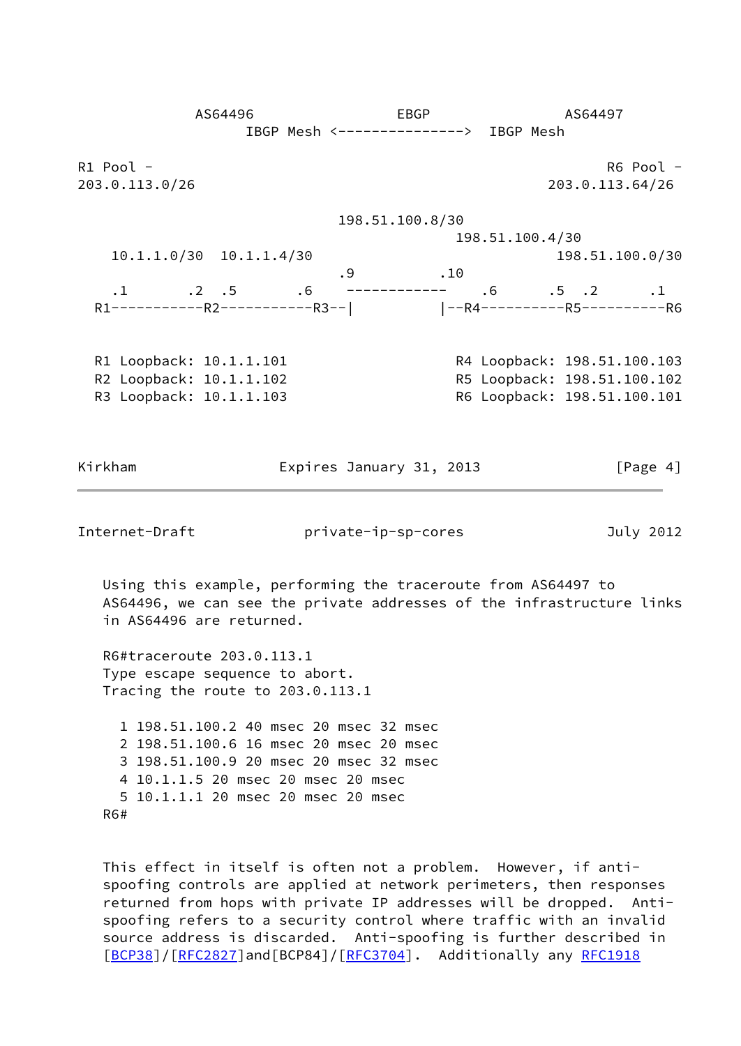```
             AS64496                 EBGP               AS64497
                IBGP Mesh <---------------->  IBGP Mesh

R1 Pool -                                                  R6 Pool -
203.0.113.0/26                                       203.0.113.64/26

                            198.51.100.8/30
                                        198.51.100.4/30
   10.1.1.0/30  10.1.1.4/30                             198.51.100.0/30
                            .9         .10
   .1       .2  .5       .6    ------------    .6      .5  .2      .1
 R1-----------R2-----------R3--|           |--R4----------R5----------R6


 R1 Loopback: 10.1.1.101                   R4 Loopback: 198.51.100.103
 R2 Loopback: 10.1.1.102                   R5 Loopback: 198.51.100.102
 R3 Loopback: 10.1.1.103                   R6 Loopback: 198.51.100.101
```

Using this example, performing the traceroute from AS64497 to AS64496, we can see the private addresses of the infrastructure links in AS64496 are returned.

```
R6#traceroute 203.0.113.1
Type escape sequence to abort.
Tracing the route to 203.0.113.1

  1 198.51.100.2 40 msec 20 msec 32 msec
  2 198.51.100.6 16 msec 20 msec 20 msec
  3 198.51.100.9 20 msec 20 msec 32 msec
  4 10.1.1.5 20 msec 20 msec 20 msec
  5 10.1.1.1 20 msec 20 msec 20 msec
R6#
```

This effect in itself is often not a problem. However, if anti-spoofing controls are applied at network perimeters, then responses returned from hops with private IP addresses will be dropped. Anti-spoofing refers to a security control where traffic with an invalid source address is discarded. Anti-spoofing is further described in [BCP38]/[RFC2827]and[BCP84]/[RFC3704]. Additionally any RFC1918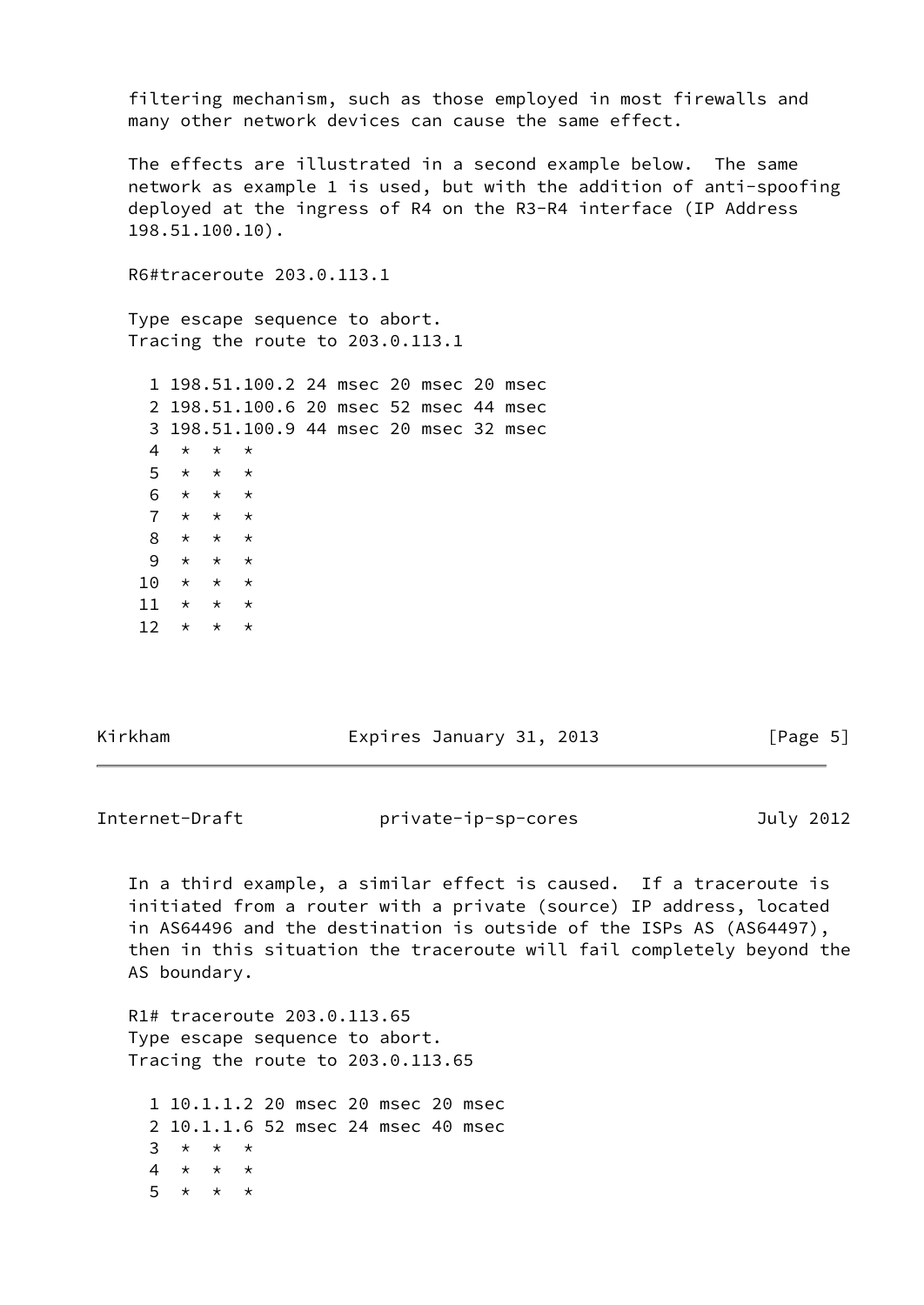filtering mechanism, such as those employed in most firewalls and many other network devices can cause the same effect.

The effects are illustrated in a second example below. The same network as example 1 is used, but with the addition of anti-spoofing deployed at the ingress of R4 on the R3-R4 interface (IP Address 198.51.100.10).

```
R6#traceroute 203.0.113.1

Type escape sequence to abort.
Tracing the route to 203.0.113.1

  1 198.51.100.2 24 msec 20 msec 20 msec
  2 198.51.100.6 20 msec 52 msec 44 msec
  3 198.51.100.9 44 msec 20 msec 32 msec
  4  *  *  *
  5  *  *  *
  6  *  *  *
  7  *  *  *
  8  *  *  *
  9  *  *  *
 10  *  *  *
 11  *  *  *
 12  *  *  *
```

In a third example, a similar effect is caused. If a traceroute is initiated from a router with a private (source) IP address, located in AS64496 and the destination is outside of the ISPs AS (AS64497), then in this situation the traceroute will fail completely beyond the AS boundary.

```
R1# traceroute 203.0.113.65
Type escape sequence to abort.
Tracing the route to 203.0.113.65

  1 10.1.1.2 20 msec 20 msec 20 msec
  2 10.1.1.6 52 msec 24 msec 40 msec
  3  *  *  *
  4  *  *  *
  5  *  *  *
```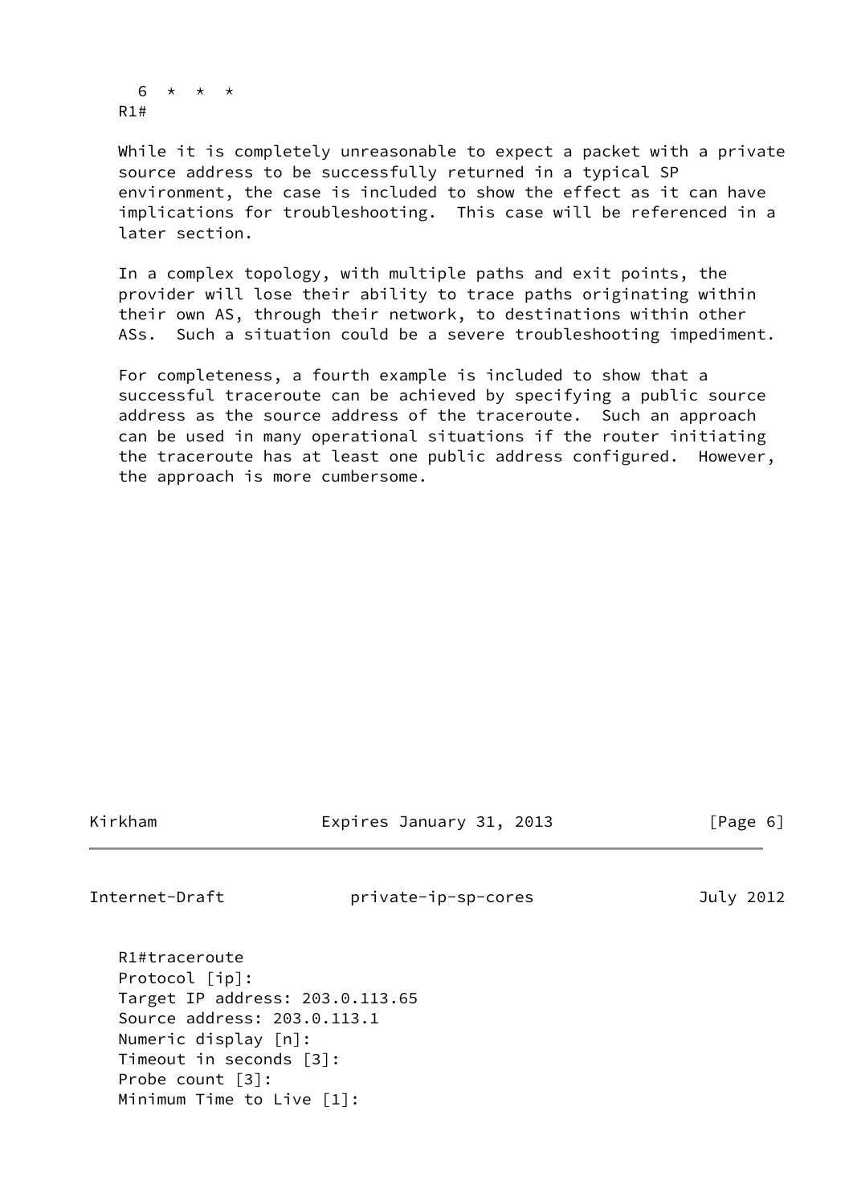```
  6  *  *  *
R1#
```

While it is completely unreasonable to expect a packet with a private source address to be successfully returned in a typical SP environment, the case is included to show the effect as it can have implications for troubleshooting. This case will be referenced in a later section.

In a complex topology, with multiple paths and exit points, the provider will lose their ability to trace paths originating within their own AS, through their network, to destinations within other ASs. Such a situation could be a severe troubleshooting impediment.

For completeness, a fourth example is included to show that a successful traceroute can be achieved by specifying a public source address as the source address of the traceroute. Such an approach can be used in many operational situations if the router initiating the traceroute has at least one public address configured. However, the approach is more cumbersome.

```
R1#traceroute
Protocol [ip]:
Target IP address: 203.0.113.65
Source address: 203.0.113.1
Numeric display [n]:
Timeout in seconds [3]:
Probe count [3]:
Minimum Time to Live [1]:
```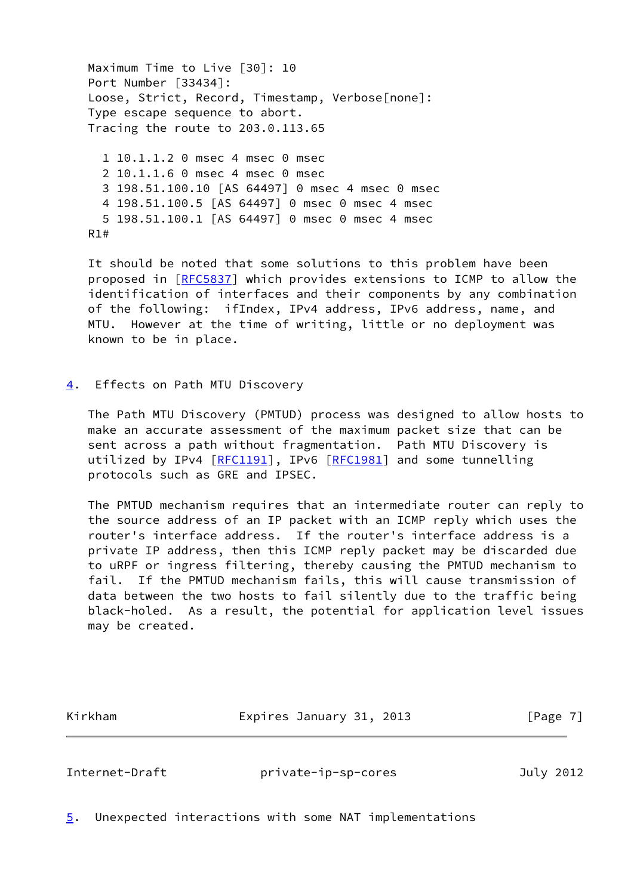```
   Maximum Time to Live [30]: 10
   Port Number [33434]:
   Loose, Strict, Record, Timestamp, Verbose[none]:
   Type escape sequence to abort.
   Tracing the route to 203.0.113.65

     1 10.1.1.2 0 msec 4 msec 0 msec
     2 10.1.1.6 0 msec 4 msec 0 msec
     3 198.51.100.10 [AS 64497] 0 msec 4 msec 0 msec
     4 198.51.100.5 [AS 64497] 0 msec 0 msec 4 msec
     5 198.51.100.1 [AS 64497] 0 msec 0 msec 4 msec
   R1#
```

It should be noted that some solutions to this problem have been proposed in [RFC5837] which provides extensions to ICMP to allow the identification of interfaces and their components by any combination of the following: ifIndex, IPv4 address, IPv6 address, name, and MTU. However at the time of writing, little or no deployment was known to be in place.

## 4. Effects on Path MTU Discovery

The Path MTU Discovery (PMTUD) process was designed to allow hosts to make an accurate assessment of the maximum packet size that can be sent across a path without fragmentation. Path MTU Discovery is utilized by IPv4 [RFC1191], IPv6 [RFC1981] and some tunnelling protocols such as GRE and IPSEC.

The PMTUD mechanism requires that an intermediate router can reply to the source address of an IP packet with an ICMP reply which uses the router's interface address. If the router's interface address is a private IP address, then this ICMP reply packet may be discarded due to uRPF or ingress filtering, thereby causing the PMTUD mechanism to fail. If the PMTUD mechanism fails, this will cause transmission of data between the two hosts to fail silently due to the traffic being black-holed. As a result, the potential for application level issues may be created.

## 5. Unexpected interactions with some NAT implementations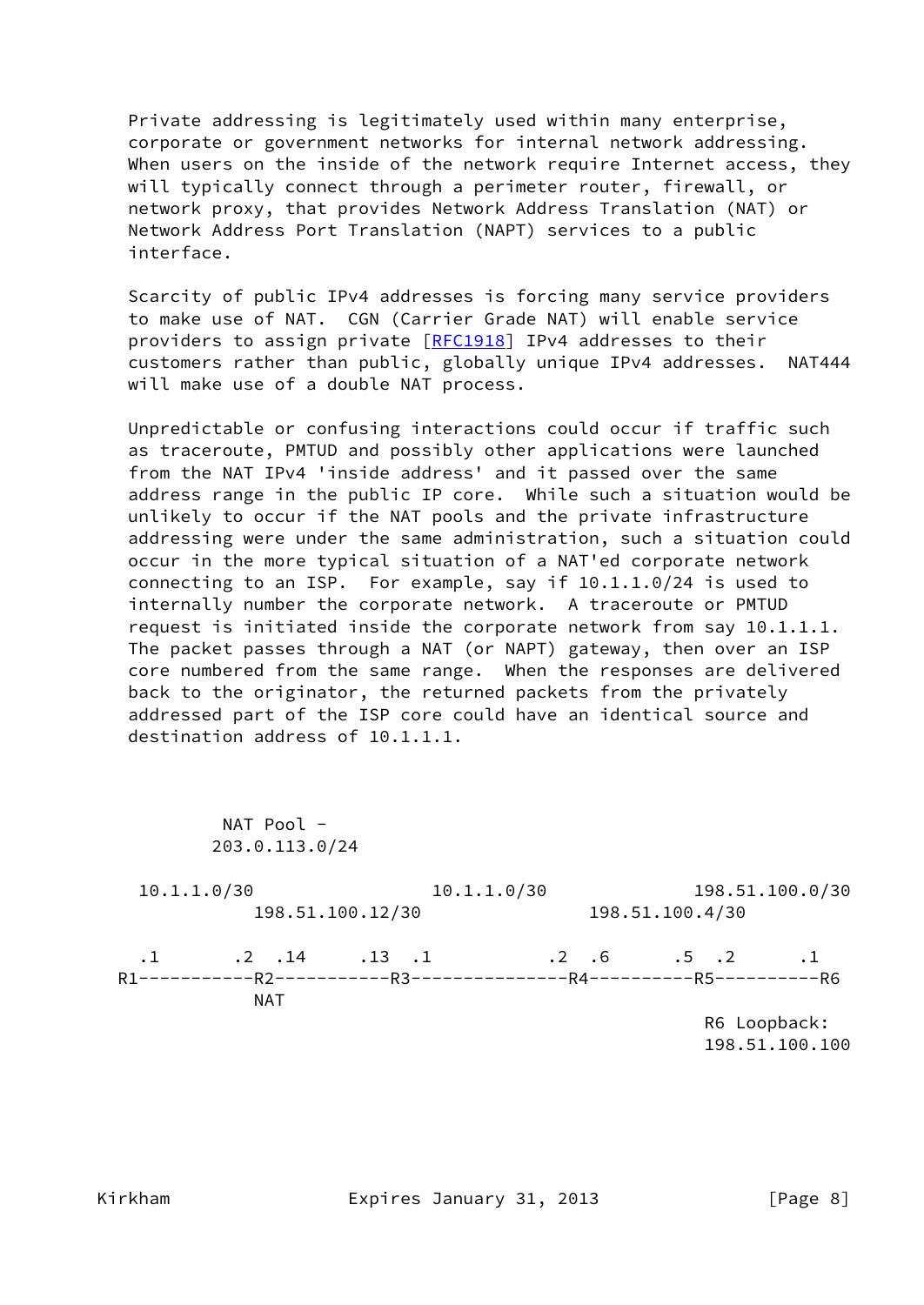Private addressing is legitimately used within many enterprise, corporate or government networks for internal network addressing. When users on the inside of the network require Internet access, they will typically connect through a perimeter router, firewall, or network proxy, that provides Network Address Translation (NAT) or Network Address Port Translation (NAPT) services to a public interface.

Scarcity of public IPv4 addresses is forcing many service providers to make use of NAT. CGN (Carrier Grade NAT) will enable service providers to assign private [RFC1918] IPv4 addresses to their customers rather than public, globally unique IPv4 addresses. NAT444 will make use of a double NAT process.

Unpredictable or confusing interactions could occur if traffic such as traceroute, PMTUD and possibly other applications were launched from the NAT IPv4 'inside address' and it passed over the same address range in the public IP core. While such a situation would be unlikely to occur if the NAT pools and the private infrastructure addressing were under the same administration, such a situation could occur in the more typical situation of a NAT'ed corporate network connecting to an ISP. For example, say if 10.1.1.0/24 is used to internally number the corporate network. A traceroute or PMTUD request is initiated inside the corporate network from say 10.1.1.1. The packet passes through a NAT (or NAPT) gateway, then over an ISP core numbered from the same range. When the responses are delivered back to the originator, the returned packets from the privately addressed part of the ISP core could have an identical source and destination address of 10.1.1.1.

```
        NAT Pool -
       203.0.113.0/24

  10.1.1.0/30                 10.1.1.0/30             198.51.100.0/30
           198.51.100.12/30               198.51.100.4/30

  .1       .2  .14     .13  .1          .2  .6      .5  .2      .1
 R1-----------R2-----------R3---------------R4----------R5----------R6
              NAT
                                                       R6 Loopback:
                                                       198.51.100.100
```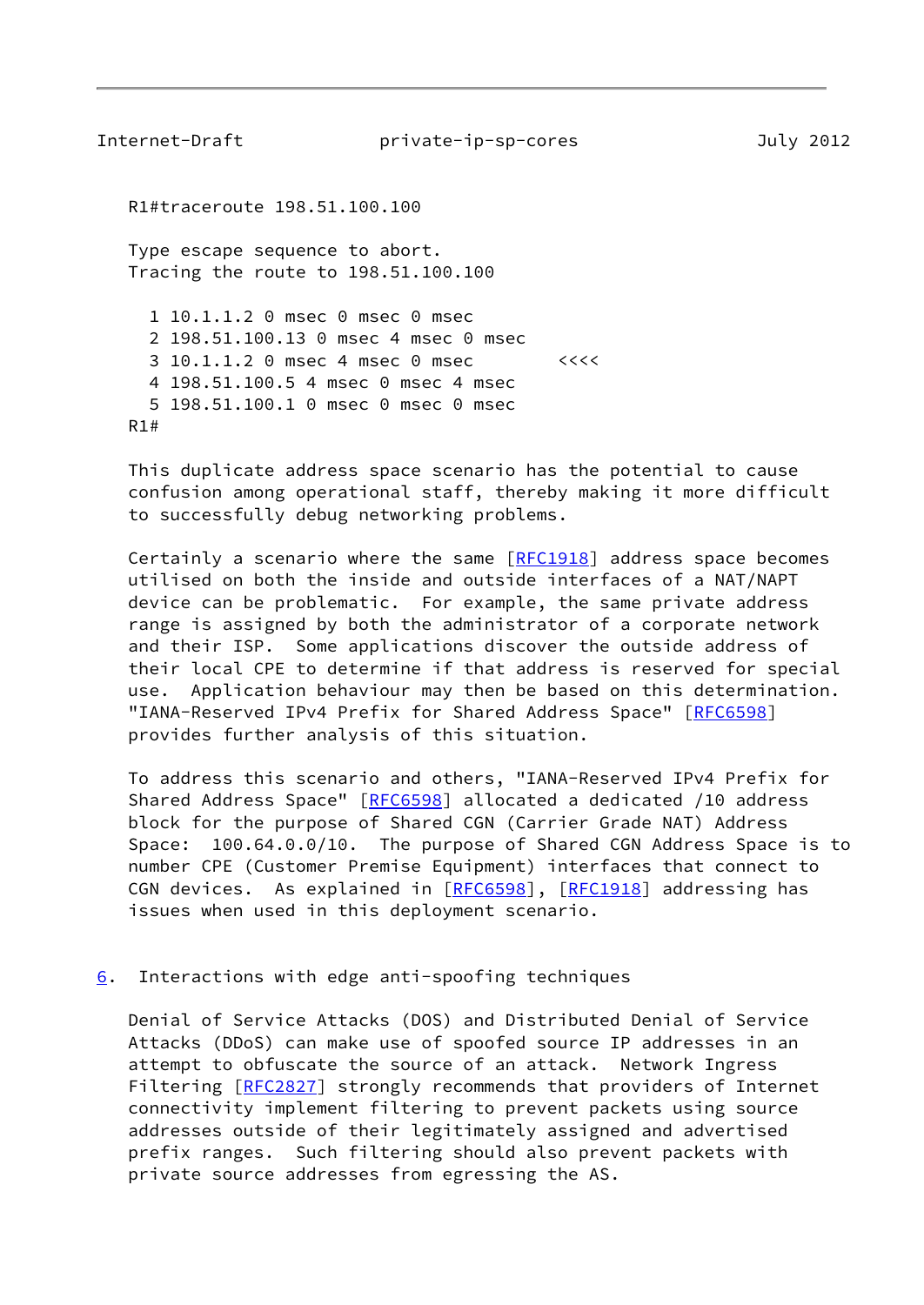```
R1#traceroute 198.51.100.100

Type escape sequence to abort.
Tracing the route to 198.51.100.100

  1 10.1.1.2 0 msec 0 msec 0 msec
  2 198.51.100.13 0 msec 4 msec 0 msec
  3 10.1.1.2 0 msec 4 msec 0 msec        <<<<
  4 198.51.100.5 4 msec 0 msec 4 msec
  5 198.51.100.1 0 msec 0 msec 0 msec
R1#
```

This duplicate address space scenario has the potential to cause confusion among operational staff, thereby making it more difficult to successfully debug networking problems.

Certainly a scenario where the same [RFC1918] address space becomes utilised on both the inside and outside interfaces of a NAT/NAPT device can be problematic. For example, the same private address range is assigned by both the administrator of a corporate network and their ISP. Some applications discover the outside address of their local CPE to determine if that address is reserved for special use. Application behaviour may then be based on this determination. "IANA-Reserved IPv4 Prefix for Shared Address Space" [RFC6598] provides further analysis of this situation.

To address this scenario and others, "IANA-Reserved IPv4 Prefix for Shared Address Space" [RFC6598] allocated a dedicated /10 address block for the purpose of Shared CGN (Carrier Grade NAT) Address Space: 100.64.0.0/10. The purpose of Shared CGN Address Space is to number CPE (Customer Premise Equipment) interfaces that connect to CGN devices. As explained in [RFC6598], [RFC1918] addressing has issues when used in this deployment scenario.

## 6. Interactions with edge anti-spoofing techniques

Denial of Service Attacks (DOS) and Distributed Denial of Service Attacks (DDoS) can make use of spoofed source IP addresses in an attempt to obfuscate the source of an attack. Network Ingress Filtering [RFC2827] strongly recommends that providers of Internet connectivity implement filtering to prevent packets using source addresses outside of their legitimately assigned and advertised prefix ranges. Such filtering should also prevent packets with private source addresses from egressing the AS.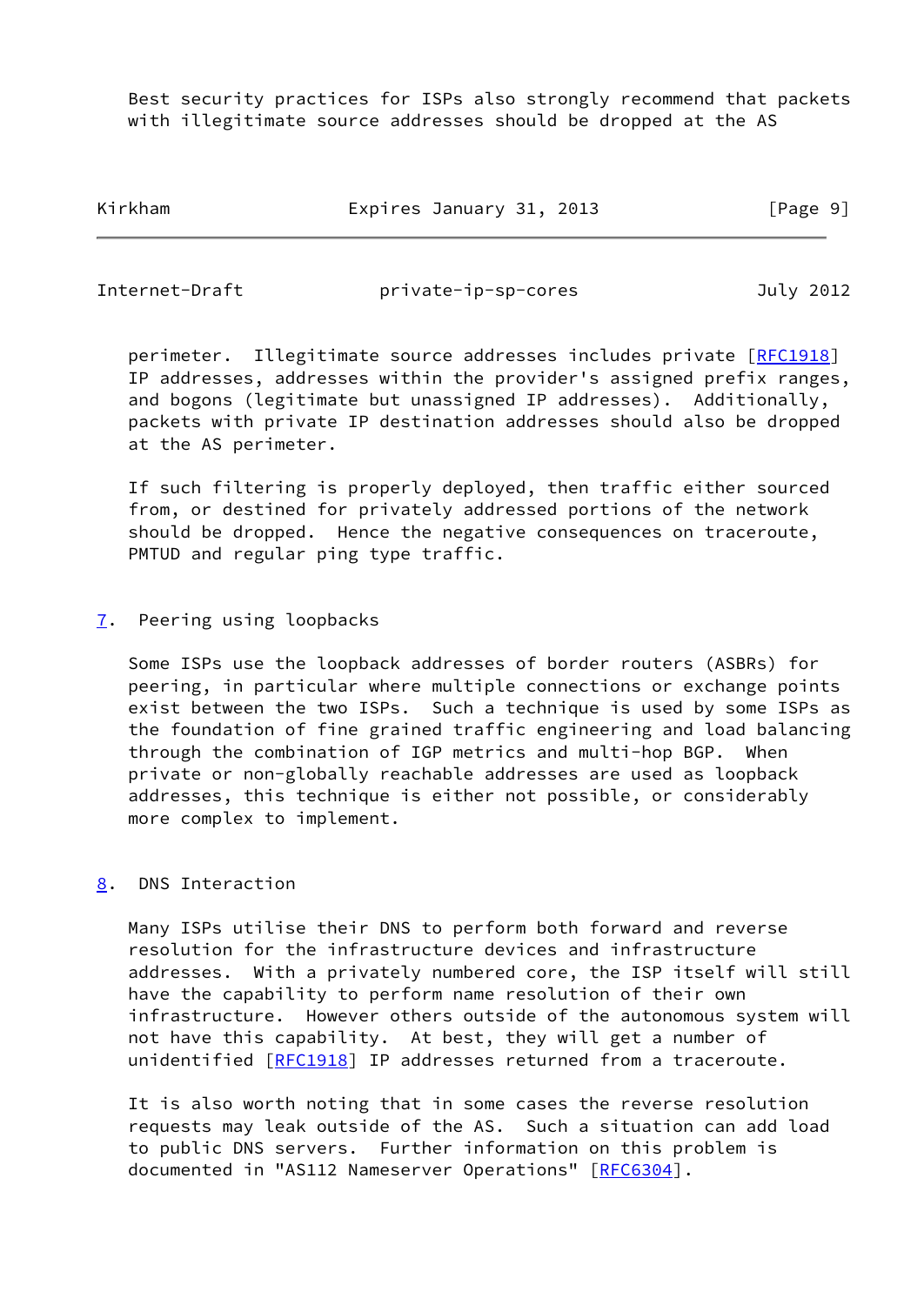Best security practices for ISPs also strongly recommend that packets with illegitimate source addresses should be dropped at the AS perimeter. Illegitimate source addresses includes private [RFC1918] IP addresses, addresses within the provider's assigned prefix ranges, and bogons (legitimate but unassigned IP addresses). Additionally, packets with private IP destination addresses should also be dropped at the AS perimeter.

If such filtering is properly deployed, then traffic either sourced from, or destined for privately addressed portions of the network should be dropped. Hence the negative consequences on traceroute, PMTUD and regular ping type traffic.

## 7. Peering using loopbacks

Some ISPs use the loopback addresses of border routers (ASBRs) for peering, in particular where multiple connections or exchange points exist between the two ISPs. Such a technique is used by some ISPs as the foundation of fine grained traffic engineering and load balancing through the combination of IGP metrics and multi-hop BGP. When private or non-globally reachable addresses are used as loopback addresses, this technique is either not possible, or considerably more complex to implement.

## 8. DNS Interaction

Many ISPs utilise their DNS to perform both forward and reverse resolution for the infrastructure devices and infrastructure addresses. With a privately numbered core, the ISP itself will still have the capability to perform name resolution of their own infrastructure. However others outside of the autonomous system will not have this capability. At best, they will get a number of unidentified [RFC1918] IP addresses returned from a traceroute.

It is also worth noting that in some cases the reverse resolution requests may leak outside of the AS. Such a situation can add load to public DNS servers. Further information on this problem is documented in "AS112 Nameserver Operations" [RFC6304].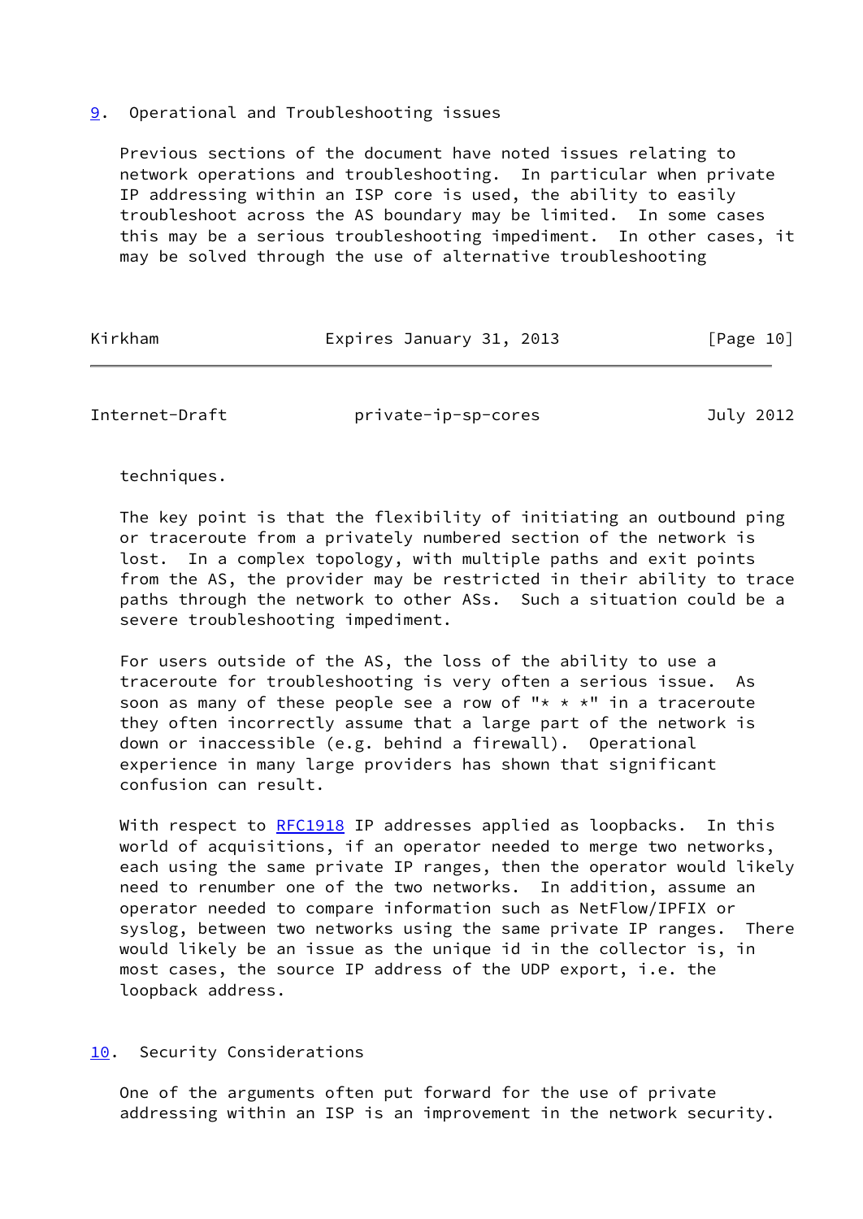## 9. Operational and Troubleshooting issues

Previous sections of the document have noted issues relating to network operations and troubleshooting. In particular when private IP addressing within an ISP core is used, the ability to easily troubleshoot across the AS boundary may be limited. In some cases this may be a serious troubleshooting impediment. In other cases, it may be solved through the use of alternative troubleshooting techniques.

The key point is that the flexibility of initiating an outbound ping or traceroute from a privately numbered section of the network is lost. In a complex topology, with multiple paths and exit points from the AS, the provider may be restricted in their ability to trace paths through the network to other ASs. Such a situation could be a severe troubleshooting impediment.

For users outside of the AS, the loss of the ability to use a traceroute for troubleshooting is very often a serious issue. As soon as many of these people see a row of "* * *" in a traceroute they often incorrectly assume that a large part of the network is down or inaccessible (e.g. behind a firewall). Operational experience in many large providers has shown that significant confusion can result.

With respect to RFC1918 IP addresses applied as loopbacks. In this world of acquisitions, if an operator needed to merge two networks, each using the same private IP ranges, then the operator would likely need to renumber one of the two networks. In addition, assume an operator needed to compare information such as NetFlow/IPFIX or syslog, between two networks using the same private IP ranges. There would likely be an issue as the unique id in the collector is, in most cases, the source IP address of the UDP export, i.e. the loopback address.

## 10. Security Considerations

One of the arguments often put forward for the use of private addressing within an ISP is an improvement in the network security.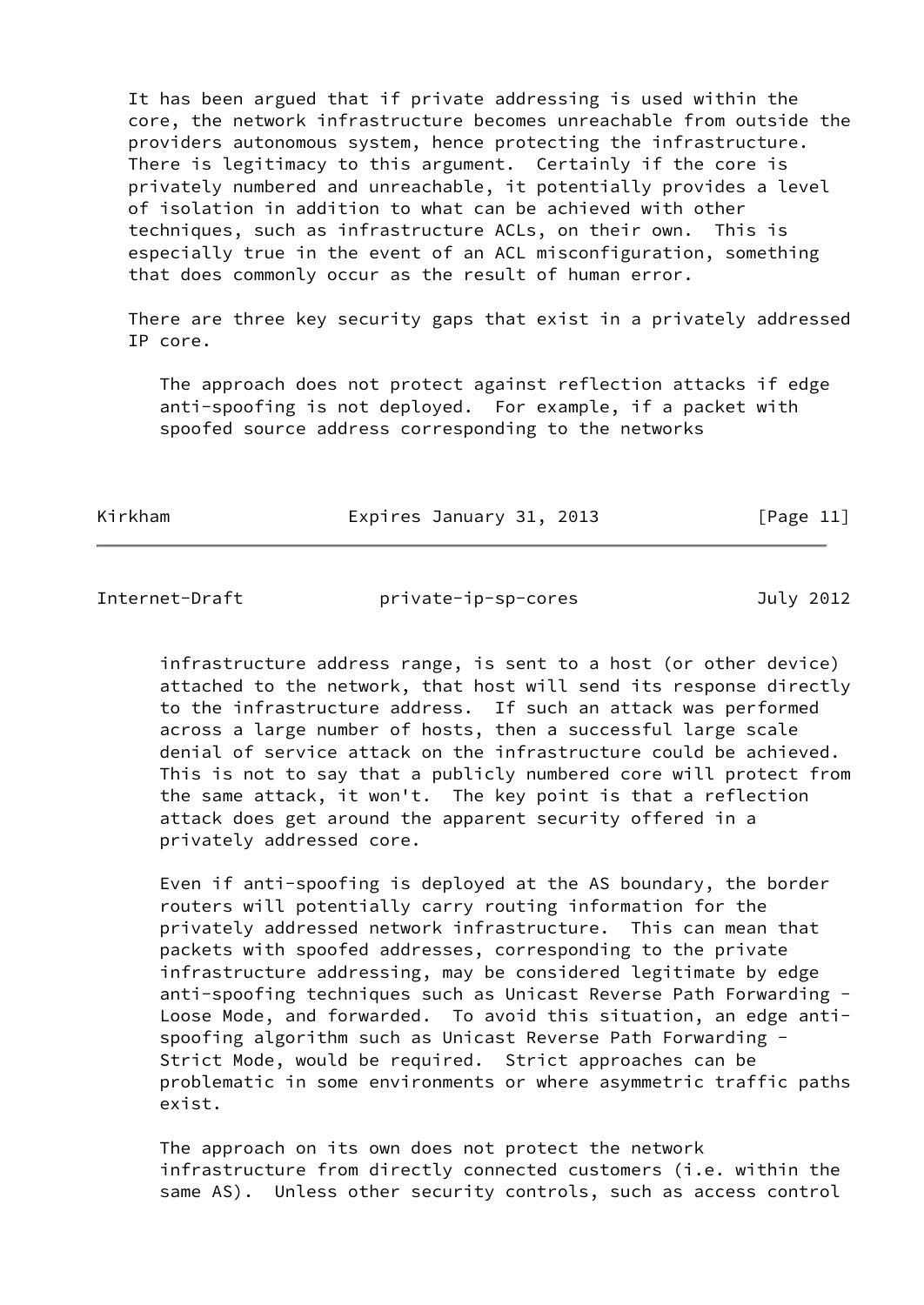It has been argued that if private addressing is used within the core, the network infrastructure becomes unreachable from outside the providers autonomous system, hence protecting the infrastructure. There is legitimacy to this argument. Certainly if the core is privately numbered and unreachable, it potentially provides a level of isolation in addition to what can be achieved with other techniques, such as infrastructure ACLs, on their own. This is especially true in the event of an ACL misconfiguration, something that does commonly occur as the result of human error.

There are three key security gaps that exist in a privately addressed IP core.

The approach does not protect against reflection attacks if edge anti-spoofing is not deployed. For example, if a packet with spoofed source address corresponding to the networks infrastructure address range, is sent to a host (or other device) attached to the network, that host will send its response directly to the infrastructure address. If such an attack was performed across a large number of hosts, then a successful large scale denial of service attack on the infrastructure could be achieved. This is not to say that a publicly numbered core will protect from the same attack, it won't. The key point is that a reflection attack does get around the apparent security offered in a privately addressed core.

Even if anti-spoofing is deployed at the AS boundary, the border routers will potentially carry routing information for the privately addressed network infrastructure. This can mean that packets with spoofed addresses, corresponding to the private infrastructure addressing, may be considered legitimate by edge anti-spoofing techniques such as Unicast Reverse Path Forwarding - Loose Mode, and forwarded. To avoid this situation, an edge anti-spoofing algorithm such as Unicast Reverse Path Forwarding - Strict Mode, would be required. Strict approaches can be problematic in some environments or where asymmetric traffic paths exist.

The approach on its own does not protect the network infrastructure from directly connected customers (i.e. within the same AS). Unless other security controls, such as access control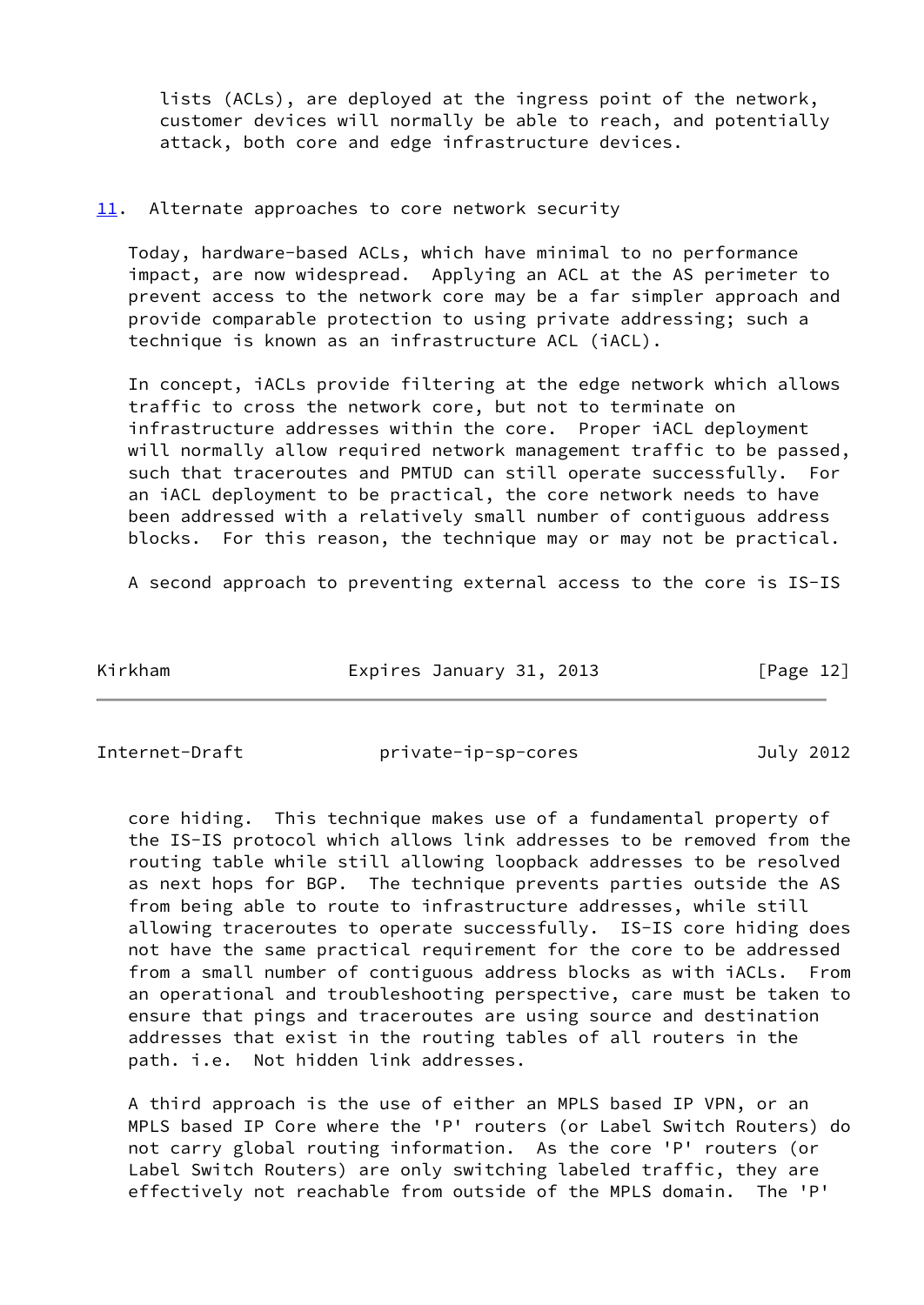lists (ACLs), are deployed at the ingress point of the network, customer devices will normally be able to reach, and potentially attack, both core and edge infrastructure devices.

## 11. Alternate approaches to core network security

Today, hardware-based ACLs, which have minimal to no performance impact, are now widespread. Applying an ACL at the AS perimeter to prevent access to the network core may be a far simpler approach and provide comparable protection to using private addressing; such a technique is known as an infrastructure ACL (iACL).

In concept, iACLs provide filtering at the edge network which allows traffic to cross the network core, but not to terminate on infrastructure addresses within the core. Proper iACL deployment will normally allow required network management traffic to be passed, such that traceroutes and PMTUD can still operate successfully. For an iACL deployment to be practical, the core network needs to have been addressed with a relatively small number of contiguous address blocks. For this reason, the technique may or may not be practical.

A second approach to preventing external access to the core is IS-IS core hiding. This technique makes use of a fundamental property of the IS-IS protocol which allows link addresses to be removed from the routing table while still allowing loopback addresses to be resolved as next hops for BGP. The technique prevents parties outside the AS from being able to route to infrastructure addresses, while still allowing traceroutes to operate successfully. IS-IS core hiding does not have the same practical requirement for the core to be addressed from a small number of contiguous address blocks as with iACLs. From an operational and troubleshooting perspective, care must be taken to ensure that pings and traceroutes are using source and destination addresses that exist in the routing tables of all routers in the path. i.e. Not hidden link addresses.

A third approach is the use of either an MPLS based IP VPN, or an MPLS based IP Core where the 'P' routers (or Label Switch Routers) do not carry global routing information. As the core 'P' routers (or Label Switch Routers) are only switching labeled traffic, they are effectively not reachable from outside of the MPLS domain. The 'P'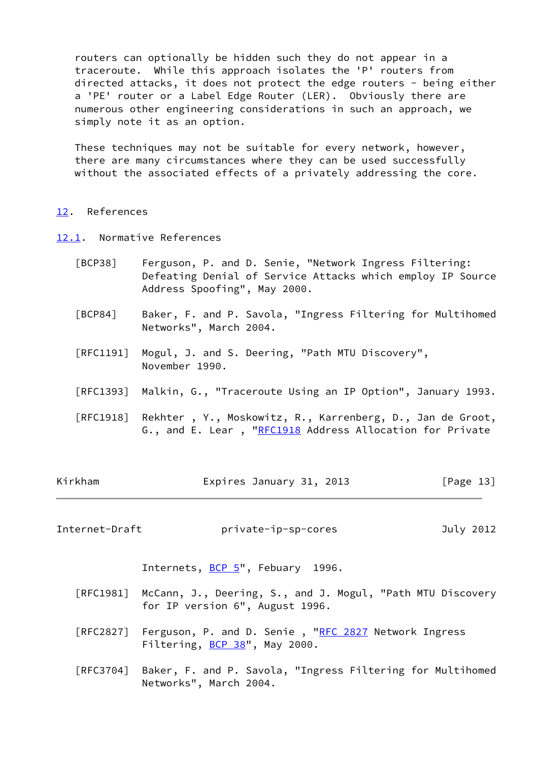routers can optionally be hidden such they do not appear in a traceroute. While this approach isolates the 'P' routers from directed attacks, it does not protect the edge routers - being either a 'PE' router or a Label Edge Router (LER). Obviously there are numerous other engineering considerations in such an approach, we simply note it as an option.

These techniques may not be suitable for every network, however, there are many circumstances where they can be used successfully without the associated effects of a privately addressing the core.

## 12. References

### 12.1. Normative References

[BCP38] Ferguson, P. and D. Senie, "Network Ingress Filtering: Defeating Denial of Service Attacks which employ IP Source Address Spoofing", May 2000.

[BCP84] Baker, F. and P. Savola, "Ingress Filtering for Multihomed Networks", March 2004.

[RFC1191] Mogul, J. and S. Deering, "Path MTU Discovery", November 1990.

[RFC1393] Malkin, G., "Traceroute Using an IP Option", January 1993.

[RFC1918] Rekhter , Y., Moskowitz, R., Karrenberg, D., Jan de Groot, G., and E. Lear , "RFC1918 Address Allocation for Private Internets, BCP 5", Febuary 1996.

[RFC1981] McCann, J., Deering, S., and J. Mogul, "Path MTU Discovery for IP version 6", August 1996.

[RFC2827] Ferguson, P. and D. Senie , "RFC 2827 Network Ingress Filtering, BCP 38", May 2000.

[RFC3704] Baker, F. and P. Savola, "Ingress Filtering for Multihomed Networks", March 2004.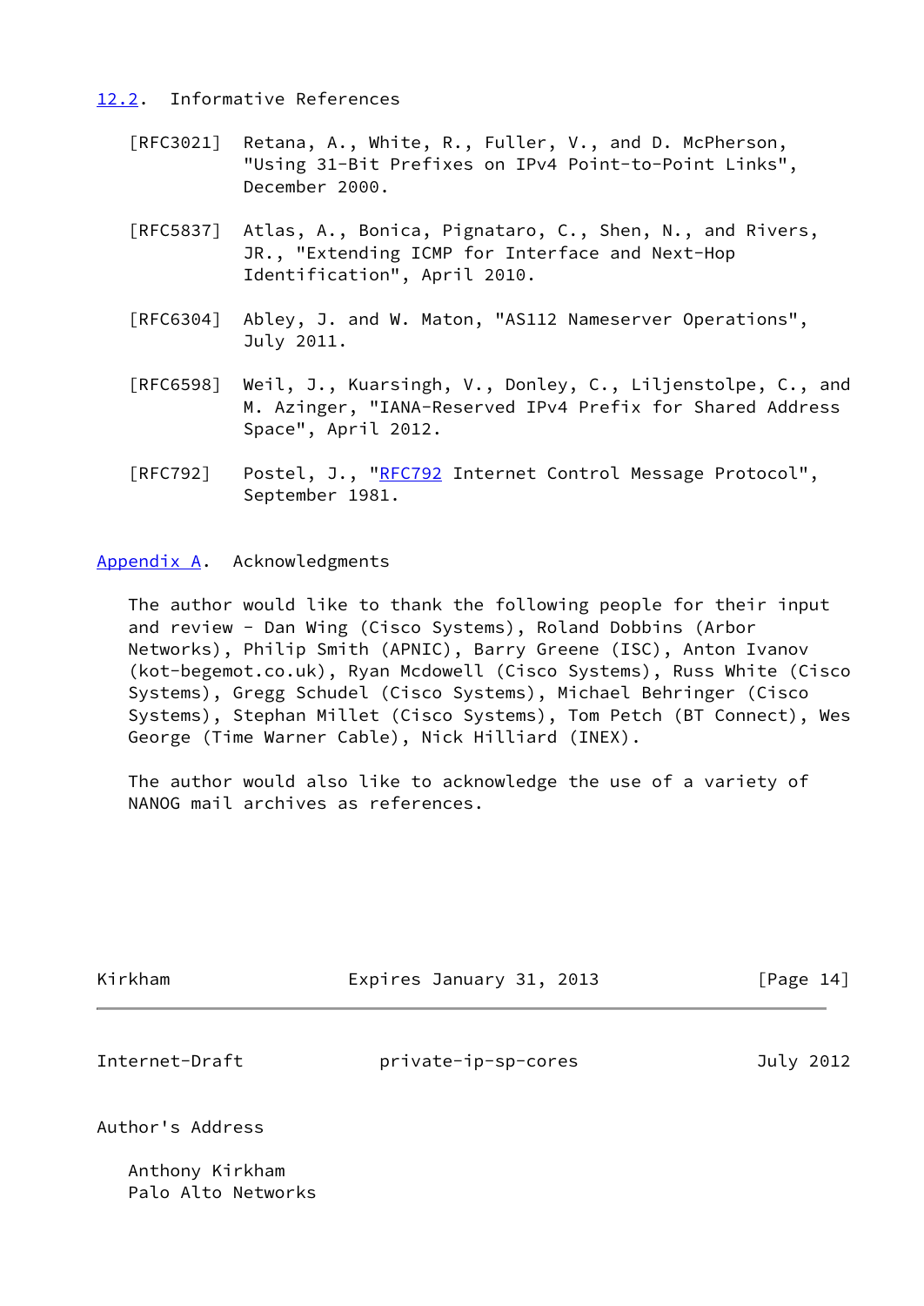### 12.2. Informative References

[RFC3021] Retana, A., White, R., Fuller, V., and D. McPherson, "Using 31-Bit Prefixes on IPv4 Point-to-Point Links", December 2000.

[RFC5837] Atlas, A., Bonica, Pignataro, C., Shen, N., and Rivers, JR., "Extending ICMP for Interface and Next-Hop Identification", April 2010.

[RFC6304] Abley, J. and W. Maton, "AS112 Nameserver Operations", July 2011.

[RFC6598] Weil, J., Kuarsingh, V., Donley, C., Liljenstolpe, C., and M. Azinger, "IANA-Reserved IPv4 Prefix for Shared Address Space", April 2012.

[RFC792] Postel, J., "RFC792 Internet Control Message Protocol", September 1981.

## Appendix A. Acknowledgments

The author would like to thank the following people for their input and review - Dan Wing (Cisco Systems), Roland Dobbins (Arbor Networks), Philip Smith (APNIC), Barry Greene (ISC), Anton Ivanov (kot-begemot.co.uk), Ryan Mcdowell (Cisco Systems), Russ White (Cisco Systems), Gregg Schudel (Cisco Systems), Michael Behringer (Cisco Systems), Stephan Millet (Cisco Systems), Tom Petch (BT Connect), Wes George (Time Warner Cable), Nick Hilliard (INEX).

The author would also like to acknowledge the use of a variety of NANOG mail archives as references.

## Author's Address

Anthony Kirkham
Palo Alto Networks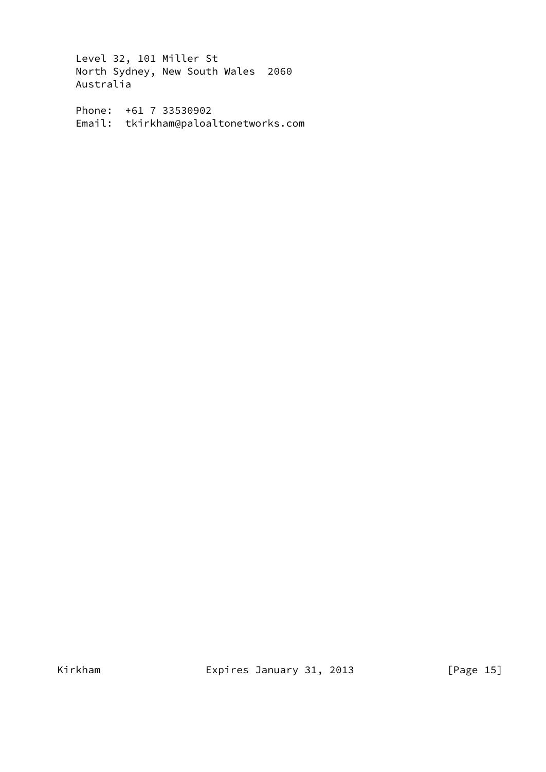Level 32, 101 Miller St
North Sydney, New South Wales  2060
Australia

Phone:  +61 7 33530902
Email:  tkirkham@paloaltonetworks.com